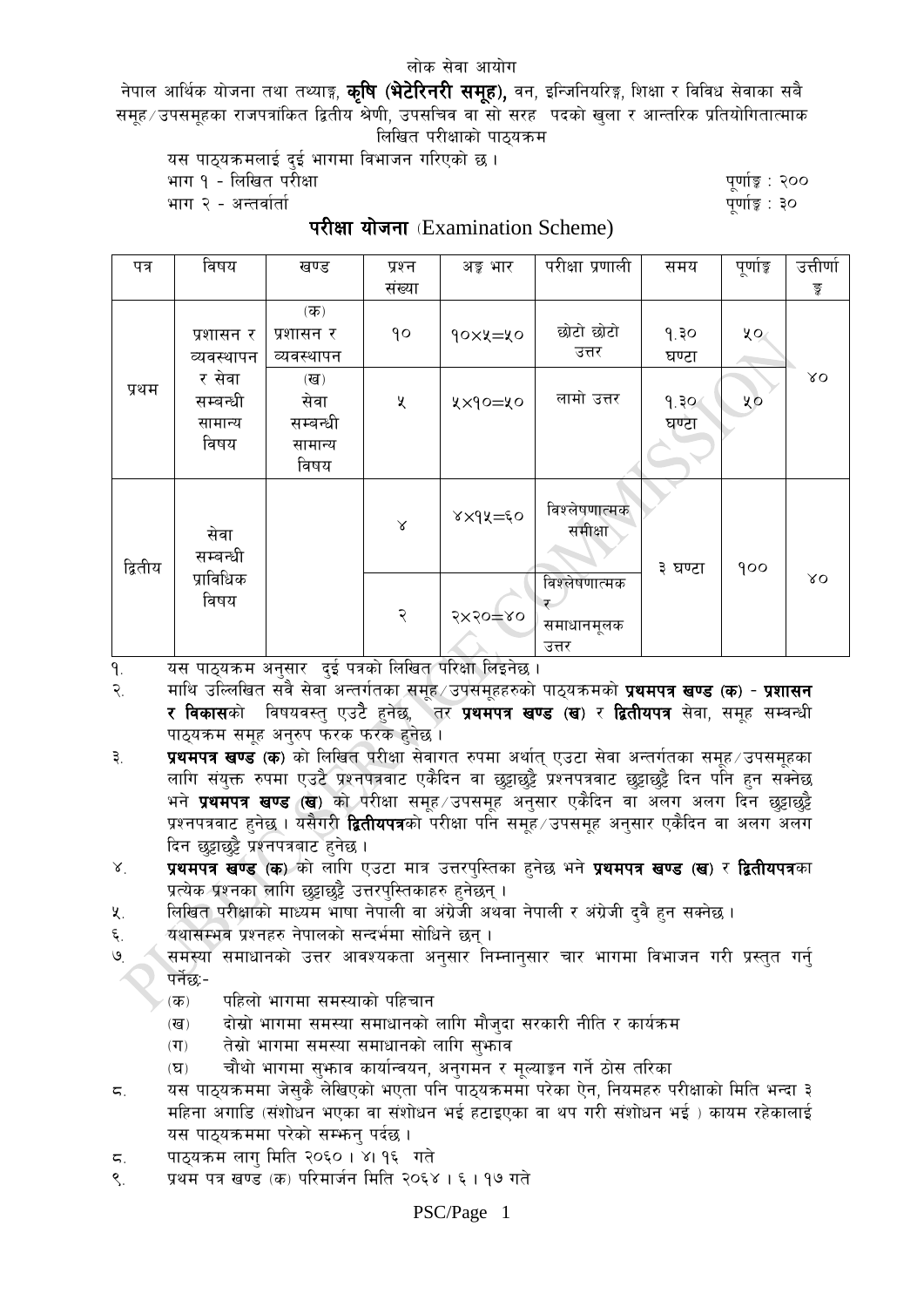लोक सेवा आयोग

नेपाल आर्थिक योजना तथा तथ्याङ्क, **कृषि (भेटेरिनरी समूह),** वन, इन्जिनियरिङ्ग, शिक्षा र विविध सेवाका सबै समूह ⁄ उपसमूहका राजपत्रांकित द्वितीय श्रेणी, उपसचिव वा सो सरह पदको खुला र आन्तरिक प्रतियोगितात्माक लिखित परीक्षाको पाठ्यक्रम

यस पाठ्यक्रमलाई दुई भागमा विभाजन गरिएको छ ।

भाग १ - लिखित परीक्षा पूर्णाङ्क : २००

भाग २ - अन्तर्वार्ता पूर्णाङ्क : ३०

## परीक्षा योजना (Examination Scheme)

| पत्र | विषय | खण्ड | प्रश्न संख्या | अङ्क भार | परीक्षा प्रणाली | समय | पूर्णाङ्क | उत्तीर्णाङ्क |
|---|---|---|---|---|---|---|---|---|
| प्रथम | प्रशासन र व्यवस्थापन र सेवा सम्बन्धी सामान्य विषय | (क) प्रशासन र व्यवस्थापन | १० | १०×५=५० | छोटो छोटो उत्तर | १.३० घण्टा | ५० | ४० |
| | | (ख) सेवा सम्बन्धी सामान्य विषय | ५ | ५×१०=५० | लामो उत्तर | १.३० घण्टा | ५० | |
| द्वितीय | सेवा सम्बन्धी प्राविधिक विषय | | ४ | ४×१५=६० | विश्लेषणात्मक समीक्षा | ३ घण्टा | १०० | ४० |
| | | | २ | २×२०=४० | विश्लेषणात्मक र समाधानमूलक उत्तर | | | |

१. यस पाठ्यक्रम अनुसार दुई पत्रको लिखित परिक्षा लिइनेछ ।

२. माथि उल्लिखित सबै सेवा अन्तर्गतका समूह ⁄ उपसमूहहरुको पाठ्यक्रमको **प्रथमपत्र खण्ड (क)** - **प्रशासन र विकासको** विषयवस्तु एउटै हुनेछ, तर **प्रथमपत्र खण्ड (ख)** र **द्वितीयपत्र** सेवा, समूह सम्बन्धी पाठ्यक्रम समूह अनुरुप फरक फरक हुनेछ ।

३. **प्रथमपत्र खण्ड (क)** को लिखित परीक्षा सेवागत रुपमा अर्थात् एउटा सेवा अन्तर्गतका समूह ⁄ उपसमूहका लागि संयुक्त रुपमा एउटै प्रश्नपत्रवाट एकैदिन वा छुट्टाछुट्टै प्रश्नपत्रवाट छुट्टाछुट्टै दिन पनि हुन सक्नेछ भने **प्रथमपत्र खण्ड (ख)** को परीक्षा समूह ⁄ उपसमूह अनुसार एकैदिन वा अलग अलग दिन छुट्टाछुट्टै प्रश्नपत्रवाट हुनेछ । यसैगरी **द्वितीयपत्रको** परीक्षा पनि समूह ⁄ उपसमूह अनुसार एकैदिन वा अलग अलग दिन छुट्टाछुट्टै प्रश्नपत्रबाट हुनेछ ।

४. **प्रथमपत्र खण्ड (क)** को लागि एउटा मात्र उत्तरपुस्तिका हुनेछ भने **प्रथमपत्र खण्ड (ख)** र **द्वितीयपत्रका** प्रत्येक प्रश्नका लागि छुट्टाछुट्टै उत्तरपुस्तिकाहरु हुनेछन् ।

५. लिखित परीक्षाको माध्यम भाषा नेपाली वा अंग्रेजी अथवा नेपाली र अंग्रेजी दुवै हुन सक्नेछ ।

६. यथासम्भव प्रश्नहरु नेपालको सन्दर्भमा सोधिने छन् ।

७. समस्या समाधानको उत्तर आवश्यकता अनुसार निम्नानुसार चार भागमा विभाजन गरी प्रस्तुत गर्नु पर्नेछः-
   - (क) पहिलो भागमा समस्याको पहिचान
   - (ख) दोस्रो भागमा समस्या समाधानको लागि मौजुदा सरकारी नीति र कार्यक्रम
   - (ग) तेस्रो भागमा समस्या समाधानको लागि सुझाव
   - (घ) चौथो भागमा सुझाव कार्यान्वयन, अनुगमन र मूल्याङ्कन गर्ने ठोस तरिका

८. यस पाठ्यक्रममा जेसुकै लेखिएको भएता पनि पाठ्यक्रममा परेका ऐन, नियमहरु परीक्षाको मिति भन्दा ३ महिना अगाडि (संशोधन भएका वा संशोधन भई हटाइएका वा थप गरी संशोधन भई ) कायम रहेकालाई यस पाठ्यक्रममा परेको सम्झनु पर्दछ ।

८. पाठ्यक्रम लागु मिति २०६० । ४। १६ गते

९. प्रथम पत्र खण्ड (क) परिमार्जन मिति २०६४ । ६ । १७ गते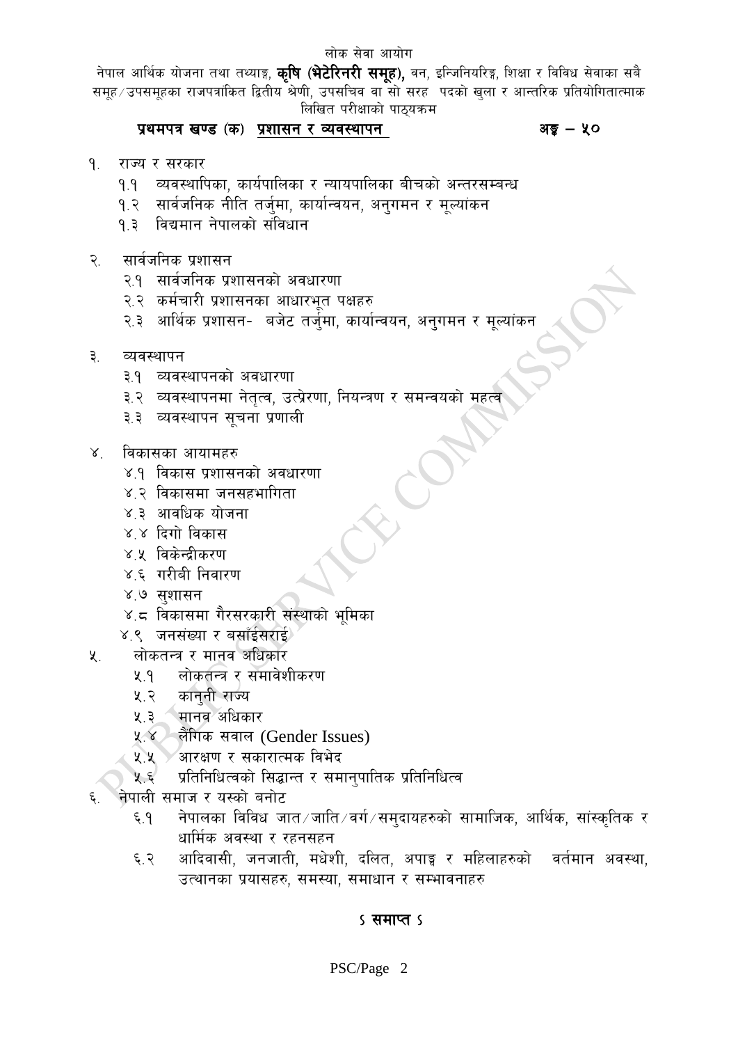लोक सेवा आयोग

नेपाल आर्थिक योजना तथा तथ्याङ्क, **कृषि (भेटेरिनरी समूह),** वन, इन्जिनियरिङ्ग, शिक्षा र विविध सेवाका सबै समूह/उपसमूहका राजपत्रांकित द्वितीय श्रेणी, उपसचिव वा सो सरह पदको खुला र आन्तरिक प्रतियोगितात्मक लिखित परीक्षाको पाठ्यक्रम

## प्रथमपत्र खण्ड (क) प्रशासन र व्यवस्थापन — अङ्क – ५०

१. राज्य र सरकार
   - १.१ व्यवस्थापिका, कार्यपालिका र न्यायपालिका बीचको अन्तरसम्बन्ध
   - १.२ सार्वजनिक नीति तर्जुमा, कार्यान्वयन, अनुगमन र मूल्यांकन
   - १.३ विद्यमान नेपालको संविधान

२. सार्वजनिक प्रशासन
   - २.१ सार्वजनिक प्रशासनको अवधारणा
   - २.२ कर्मचारी प्रशासनका आधारभूत पक्षहरु
   - २.३ आर्थिक प्रशासन- बजेट तर्जुमा, कार्यान्वयन, अनुगमन र मूल्यांकन

३. व्यवस्थापन
   - ३.१ व्यवस्थापनको अवधारणा
   - ३.२ व्यवस्थापनमा नेतृत्व, उत्प्रेरणा, नियन्त्रण र समन्वयको महत्व
   - ३.३ व्यवस्थापन सूचना प्रणाली

४. विकासका आयामहरु
   - ४.१ विकास प्रशासनको अवधारणा
   - ४.२ विकासमा जनसहभागिता
   - ४.३ आवधिक योजना
   - ४.४ दिगो विकास
   - ४.५ विकेन्द्रीकरण
   - ४.६ गरीबी निवारण
   - ४.७ सुशासन
   - ४.८ विकासमा गैरसरकारी संस्थाको भूमिका
   - ४.९ जनसंख्या र बसाँईसराई

५. लोकतन्त्र र मानव अधिकार
   - ५.१ लोकतन्त्र र समावेशीकरण
   - ५.२ कानुनी राज्य
   - ५.३ मानव अधिकार
   - ५.४ लैंगिक सवाल (Gender Issues)
   - ५.५ आरक्षण र सकारात्मक विभेद
   - ५.६ प्रतिनिधित्वको सिद्धान्त र समानुपातिक प्रतिनिधित्व

६. नेपाली समाज र यस्को बनोट
   - ६.१ नेपालका विविध जात/जाति/वर्ग/समुदायहरुको सामाजिक, आर्थिक, सांस्कृतिक र धार्मिक अवस्था र रहनसहन
   - ६.२ आदिवासी, जनजाती, मधेशी, दलित, अपाङ्ग र महिलाहरुको वर्तमान अवस्था, उत्थानका प्रयासहरु, समस्या, समाधान र सम्भावनाहरु

**ऽ समाप्त ऽ**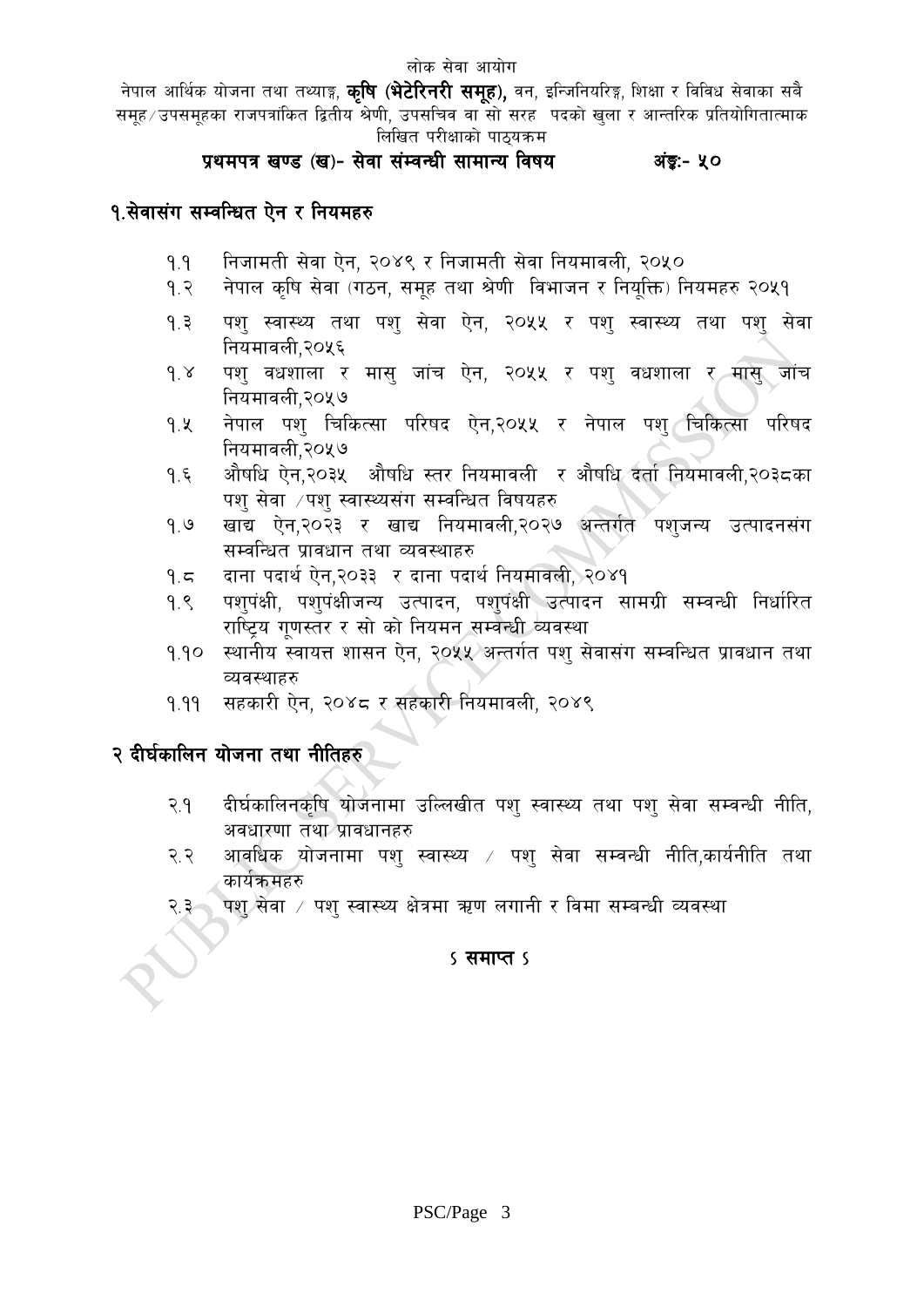लोक सेवा आयोग

नेपाल आर्थिक योजना तथा तथ्याङ्क, **कृषि (भेटेरिनरी समूह),** वन, इन्जिनियरिङ्ग, शिक्षा र विविध सेवाका सबै समूह/उपसमूहका राजपत्रांकित द्वितीय श्रेणी, उपसचिव वा सो सरह पदको खुला र आन्तरिक प्रतियोगितात्माक लिखित परीक्षाको पाठ्यक्रम

**प्रथमपत्र खण्ड (ख)- सेवा संम्वन्धी सामान्य विषय अंङ्कः- ५०**

## १.सेवासंग सम्वन्धित ऐन र नियमहरु

१.१ निजामती सेवा ऐन, २०४९ र निजामती सेवा नियमावली, २०५०

१.२ नेपाल कृषि सेवा (गठन, समूह तथा श्रेणी विभाजन र नियुक्ति) नियमहरु २०५१

१.३ पशु स्वास्थ्य तथा पशु सेवा ऐन, २०५५ र पशु स्वास्थ्य तथा पशु सेवा नियमावली,२०५६

१.४ पशु वधशाला र मासु जांच ऐन, २०५५ र पशु वधशाला र मासु जांच नियमावली,२०५७

१.५ नेपाल पशु चिकित्सा परिषद ऐन,२०५५ र नेपाल पशु चिकित्सा परिषद नियमावली,२०५७

१.६ औषधि ऐन,२०३५ औषधि स्तर नियमावली र औषधि दर्ता नियमावली,२०३८का पशु सेवा /पशु स्वास्थ्यसंग सम्वन्धित विषयहरु

१.७ खाद्य ऐन,२०२३ र खाद्य नियमावली,२०२७ अन्तर्गत पशुजन्य उत्पादनसंग सम्वन्धित प्रावधान तथा व्यवस्थाहरु

१.८ दाना पदार्थ ऐन,२०३३ र दाना पदार्थ नियमावली, २०४१

१.९ पशुपंक्षी, पशुपंक्षीजन्य उत्पादन, पशुपंक्षी उत्पादन सामग्री सम्वन्धी निर्धारित राष्ट्रिय गुणस्तर र सो को नियमन सम्वन्धी व्यवस्था

१.१० स्थानीय स्वायत्त शासन ऐन, २०५५ अन्तर्गत पशु सेवासंग सम्वन्धित प्रावधान तथा व्यवस्थाहरु

१.११ सहकारी ऐन, २०४८ र सहकारी नियमावली, २०४९

## २ दीर्घकालिन योजना तथा नीतिहरु

२.१ दीर्घकालिनकृषि योजनामा उल्लिखीत पशु स्वास्थ्य तथा पशु सेवा सम्वन्धी नीति, अवधारणा तथा प्रावधानहरु

२.२ आवधिक योजनामा पशु स्वास्थ्य / पशु सेवा सम्वन्धी नीति,कार्यनीति तथा कार्यक्रमहरु

२.३ पशु सेवा / पशु स्वास्थ्य क्षेत्रमा ऋण लगानी र विमा सम्बन्धी व्यवस्था

**S समाप्त S**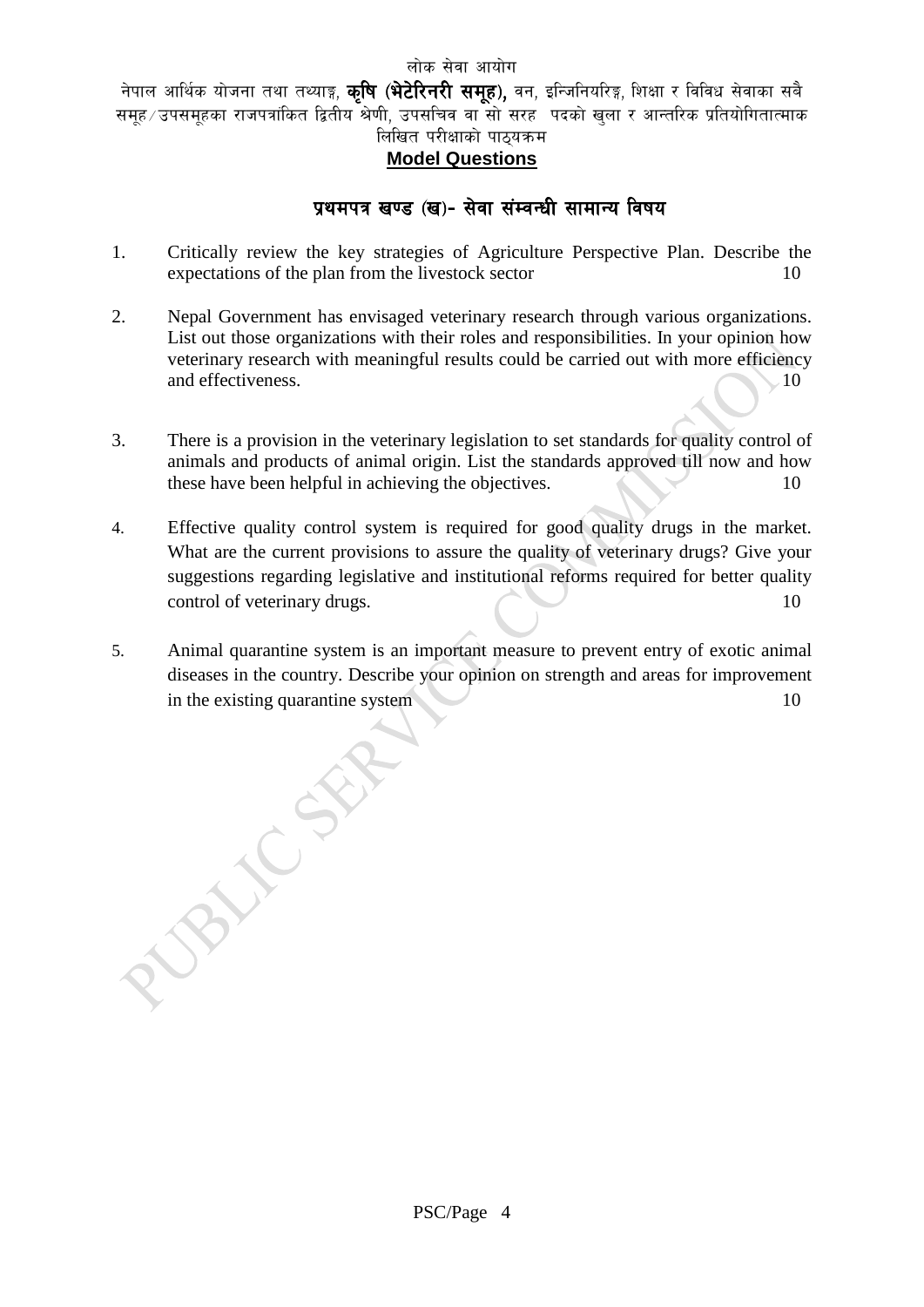लोक सेवा आयोग

नेपाल आर्थिक योजना तथा तथ्याङ्क, **कृषि (भेटेरिनरी समूह),** वन, इन्जिनियरिङ्ग, शिक्षा र विविध सेवाका सबै समूह ⁄ उपसमूहका राजपत्रांकित द्वितीय श्रेणी, उपसचिव वा सो सरह पदको खुला र आन्तरिक प्रतियोगितात्माक लिखित परीक्षाको पाठ्यक्रम

**Model Questions**

## प्रथमपत्र खण्ड (ख)- सेवा संम्वन्धी सामान्य विषय

1. Critically review the key strategies of Agriculture Perspective Plan. Describe the expectations of the plan from the livestock sector 10

2. Nepal Government has envisaged veterinary research through various organizations. List out those organizations with their roles and responsibilities. In your opinion how veterinary research with meaningful results could be carried out with more efficiency and effectiveness. 10

3. There is a provision in the veterinary legislation to set standards for quality control of animals and products of animal origin. List the standards approved till now and how these have been helpful in achieving the objectives. 10

4. Effective quality control system is required for good quality drugs in the market. What are the current provisions to assure the quality of veterinary drugs? Give your suggestions regarding legislative and institutional reforms required for better quality control of veterinary drugs. 10

5. Animal quarantine system is an important measure to prevent entry of exotic animal diseases in the country. Describe your opinion on strength and areas for improvement in the existing quarantine system 10